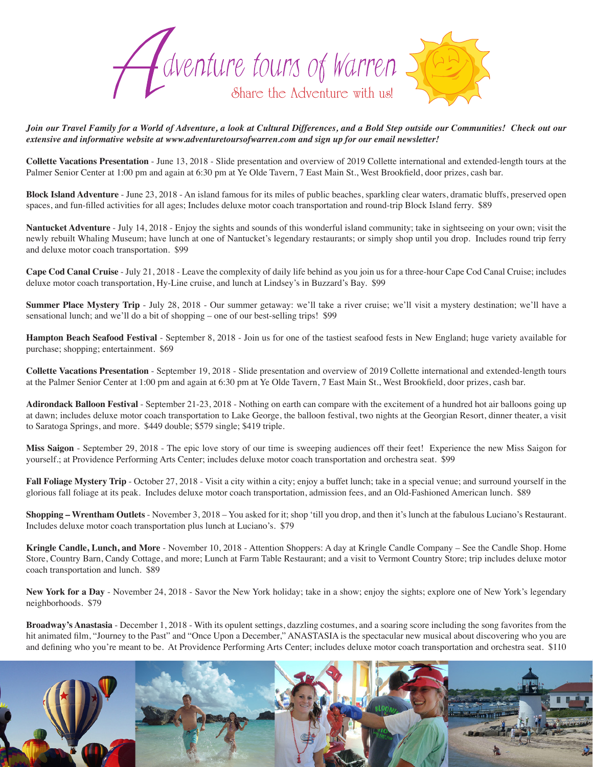# Adventure tours of Warren

Share the Adventure with us!

***Join our Travel Family for a World of Adventure, a look at Cultural Differences, and a Bold Step outside our Communities! Check out our extensive and informative website at www.adventuretoursofwarren.com and sign up for our email newsletter!***

**Collette Vacations Presentation** - June 13, 2018 - Slide presentation and overview of 2019 Collette international and extended-length tours at the Palmer Senior Center at 1:00 pm and again at 6:30 pm at Ye Olde Tavern, 7 East Main St., West Brookfield, door prizes, cash bar.

**Block Island Adventure** - June 23, 2018 - An island famous for its miles of public beaches, sparkling clear waters, dramatic bluffs, preserved open spaces, and fun-filled activities for all ages; Includes deluxe motor coach transportation and round-trip Block Island ferry. $89

**Nantucket Adventure** - July 14, 2018 - Enjoy the sights and sounds of this wonderful island community; take in sightseeing on your own; visit the newly rebuilt Whaling Museum; have lunch at one of Nantucket's legendary restaurants; or simply shop until you drop. Includes round trip ferry and deluxe motor coach transportation. $99

**Cape Cod Canal Cruise** - July 21, 2018 - Leave the complexity of daily life behind as you join us for a three-hour Cape Cod Canal Cruise; includes deluxe motor coach transportation, Hy-Line cruise, and lunch at Lindsey's in Buzzard's Bay. $99

**Summer Place Mystery Trip** - July 28, 2018 - Our summer getaway: we'll take a river cruise; we'll visit a mystery destination; we'll have a sensational lunch; and we'll do a bit of shopping – one of our best-selling trips! $99

**Hampton Beach Seafood Festival** - September 8, 2018 - Join us for one of the tastiest seafood fests in New England; huge variety available for purchase; shopping; entertainment. $69

**Collette Vacations Presentation** - September 19, 2018 - Slide presentation and overview of 2019 Collette international and extended-length tours at the Palmer Senior Center at 1:00 pm and again at 6:30 pm at Ye Olde Tavern, 7 East Main St., West Brookfield, door prizes, cash bar.

**Adirondack Balloon Festival** - September 21-23, 2018 - Nothing on earth can compare with the excitement of a hundred hot air balloons going up at dawn; includes deluxe motor coach transportation to Lake George, the balloon festival, two nights at the Georgian Resort, dinner theater, a visit to Saratoga Springs, and more. $449 double; $579 single; $419 triple.

**Miss Saigon** - September 29, 2018 - The epic love story of our time is sweeping audiences off their feet! Experience the new Miss Saigon for yourself.; at Providence Performing Arts Center; includes deluxe motor coach transportation and orchestra seat. $99

**Fall Foliage Mystery Trip** - October 27, 2018 - Visit a city within a city; enjoy a buffet lunch; take in a special venue; and surround yourself in the glorious fall foliage at its peak. Includes deluxe motor coach transportation, admission fees, and an Old-Fashioned American lunch. $89

**Shopping – Wrentham Outlets** - November 3, 2018 – You asked for it; shop 'till you drop, and then it's lunch at the fabulous Luciano's Restaurant. Includes deluxe motor coach transportation plus lunch at Luciano's. $79

**Kringle Candle, Lunch, and More** - November 10, 2018 - Attention Shoppers: A day at Kringle Candle Company – See the Candle Shop. Home Store, Country Barn, Candy Cottage, and more; Lunch at Farm Table Restaurant; and a visit to Vermont Country Store; trip includes deluxe motor coach transportation and lunch. $89

**New York for a Day** - November 24, 2018 - Savor the New York holiday; take in a show; enjoy the sights; explore one of New York's legendary neighborhoods. $79

**Broadway's Anastasia** - December 1, 2018 - With its opulent settings, dazzling costumes, and a soaring score including the song favorites from the hit animated film, "Journey to the Past" and "Once Upon a December," ANASTASIA is the spectacular new musical about discovering who you are and defining who you're meant to be. At Providence Performing Arts Center; includes deluxe motor coach transportation and orchestra seat. $110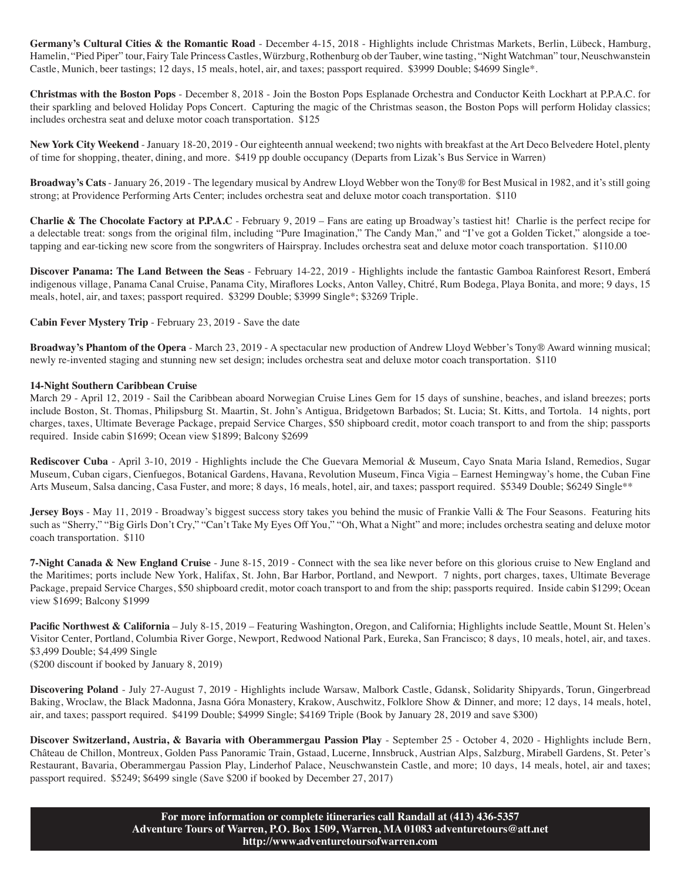**Germany's Cultural Cities & the Romantic Road** - December 4-15, 2018 - Highlights include Christmas Markets, Berlin, Lübeck, Hamburg, Hamelin, "Pied Piper" tour, Fairy Tale Princess Castles, Würzburg, Rothenburg ob der Tauber, wine tasting, "Night Watchman" tour, Neuschwanstein Castle, Munich, beer tastings; 12 days, 15 meals, hotel, air, and taxes; passport required. $3999 Double; $4699 Single*.

**Christmas with the Boston Pops** - December 8, 2018 - Join the Boston Pops Esplanade Orchestra and Conductor Keith Lockhart at P.P.A.C. for their sparkling and beloved Holiday Pops Concert. Capturing the magic of the Christmas season, the Boston Pops will perform Holiday classics; includes orchestra seat and deluxe motor coach transportation. $125

**New York City Weekend** - January 18-20, 2019 - Our eighteenth annual weekend; two nights with breakfast at the Art Deco Belvedere Hotel, plenty of time for shopping, theater, dining, and more. $419 pp double occupancy (Departs from Lizak's Bus Service in Warren)

**Broadway's Cats** - January 26, 2019 - The legendary musical by Andrew Lloyd Webber won the Tony® for Best Musical in 1982, and it's still going strong; at Providence Performing Arts Center; includes orchestra seat and deluxe motor coach transportation. $110

**Charlie & The Chocolate Factory at P.P.A.C** - February 9, 2019 – Fans are eating up Broadway's tastiest hit! Charlie is the perfect recipe for a delectable treat: songs from the original film, including "Pure Imagination," The Candy Man," and "I've got a Golden Ticket," alongside a toe-tapping and ear-ticking new score from the songwriters of Hairspray. Includes orchestra seat and deluxe motor coach transportation. $110.00

**Discover Panama: The Land Between the Seas** - February 14-22, 2019 - Highlights include the fantastic Gamboa Rainforest Resort, Emberá indigenous village, Panama Canal Cruise, Panama City, Miraflores Locks, Anton Valley, Chitré, Rum Bodega, Playa Bonita, and more; 9 days, 15 meals, hotel, air, and taxes; passport required. $3299 Double; $3999 Single*; $3269 Triple.

**Cabin Fever Mystery Trip** - February 23, 2019 - Save the date

**Broadway's Phantom of the Opera** - March 23, 2019 - A spectacular new production of Andrew Lloyd Webber's Tony® Award winning musical; newly re-invented staging and stunning new set design; includes orchestra seat and deluxe motor coach transportation. $110

**14-Night Southern Caribbean Cruise**
March 29 - April 12, 2019 - Sail the Caribbean aboard Norwegian Cruise Lines Gem for 15 days of sunshine, beaches, and island breezes; ports include Boston, St. Thomas, Philipsburg St. Maartin, St. John's Antigua, Bridgetown Barbados; St. Lucia; St. Kitts, and Tortola. 14 nights, port charges, taxes, Ultimate Beverage Package, prepaid Service Charges, $50 shipboard credit, motor coach transport to and from the ship; passports required. Inside cabin $1699; Ocean view $1899; Balcony $2699

**Rediscover Cuba** - April 3-10, 2019 - Highlights include the Che Guevara Memorial & Museum, Cayo Snata Maria Island, Remedios, Sugar Museum, Cuban cigars, Cienfuegos, Botanical Gardens, Havana, Revolution Museum, Finca Vigia – Earnest Hemingway's home, the Cuban Fine Arts Museum, Salsa dancing, Casa Fuster, and more; 8 days, 16 meals, hotel, air, and taxes; passport required. $5349 Double; $6249 Single**

**Jersey Boys** - May 11, 2019 - Broadway's biggest success story takes you behind the music of Frankie Valli & The Four Seasons. Featuring hits such as "Sherry," "Big Girls Don't Cry," "Can't Take My Eyes Off You," "Oh, What a Night" and more; includes orchestra seating and deluxe motor coach transportation. $110

**7-Night Canada & New England Cruise** - June 8-15, 2019 - Connect with the sea like never before on this glorious cruise to New England and the Maritimes; ports include New York, Halifax, St. John, Bar Harbor, Portland, and Newport. 7 nights, port charges, taxes, Ultimate Beverage Package, prepaid Service Charges, $50 shipboard credit, motor coach transport to and from the ship; passports required. Inside cabin $1299; Ocean view $1699; Balcony $1999

**Pacific Northwest & California** – July 8-15, 2019 – Featuring Washington, Oregon, and California; Highlights include Seattle, Mount St. Helen's Visitor Center, Portland, Columbia River Gorge, Newport, Redwood National Park, Eureka, San Francisco; 8 days, 10 meals, hotel, air, and taxes. $3,499 Double; $4,499 Single
($200 discount if booked by January 8, 2019)

**Discovering Poland** - July 27-August 7, 2019 - Highlights include Warsaw, Malbork Castle, Gdansk, Solidarity Shipyards, Torun, Gingerbread Baking, Wroclaw, the Black Madonna, Jasna Góra Monastery, Krakow, Auschwitz, Folklore Show & Dinner, and more; 12 days, 14 meals, hotel, air, and taxes; passport required. $4199 Double; $4999 Single; $4169 Triple (Book by January 28, 2019 and save $300)

**Discover Switzerland, Austria, & Bavaria with Oberammergau Passion Play** - September 25 - October 4, 2020 - Highlights include Bern, Château de Chillon, Montreux, Golden Pass Panoramic Train, Gstaad, Lucerne, Innsbruck, Austrian Alps, Salzburg, Mirabell Gardens, St. Peter's Restaurant, Bavaria, Oberammergau Passion Play, Linderhof Palace, Neuschwanstein Castle, and more; 10 days, 14 meals, hotel, air and taxes; passport required. $5249; $6499 single (Save $200 if booked by December 27, 2017)

**For more information or complete itineraries call Randall at (413) 436-5357**
**Adventure Tours of Warren, P.O. Box 1509, Warren, MA 01083 adventuretours@att.net**
**http://www.adventuretoursofwarren.com**